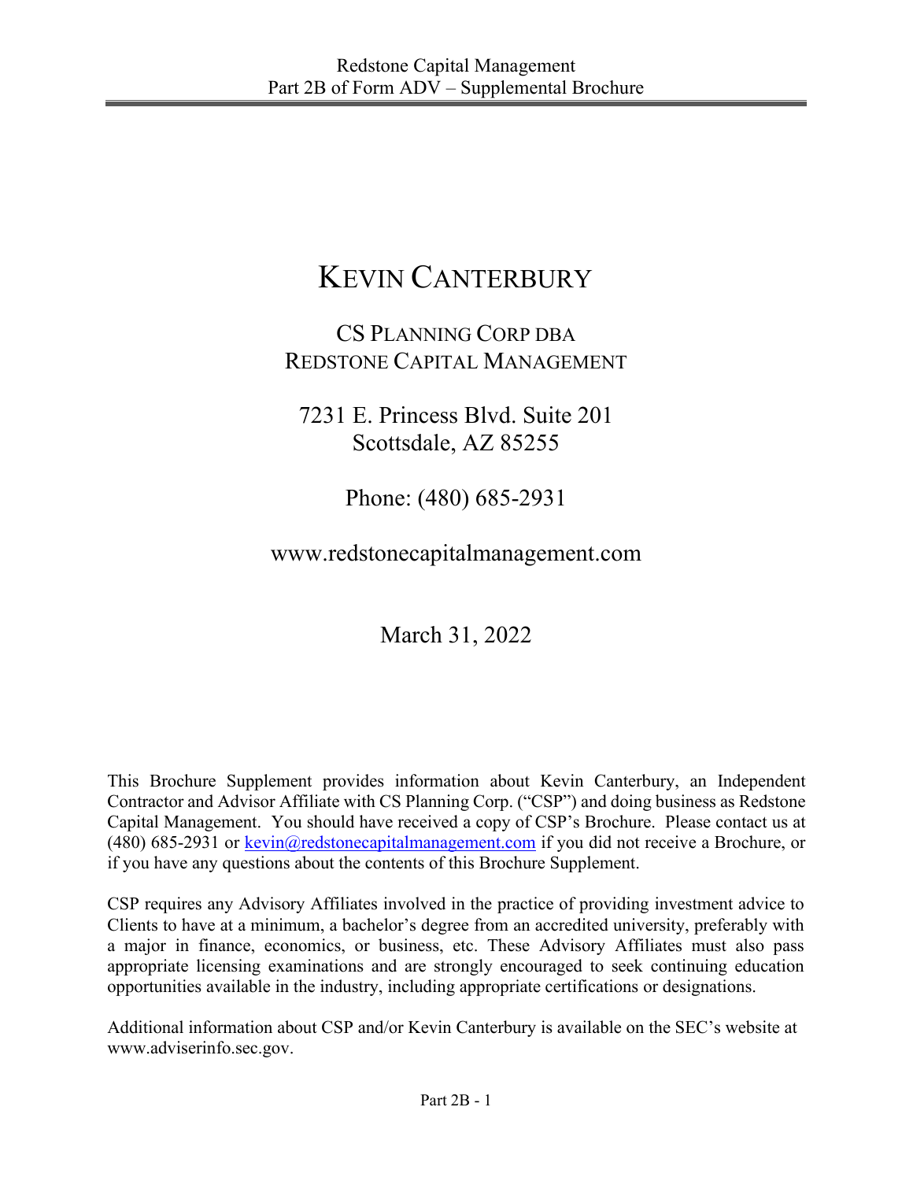# KEVIN CANTERBURY

CS PLANNING CORP DBA
REDSTONE CAPITAL MANAGEMENT

7231 E. Princess Blvd. Suite 201
Scottsdale, AZ 85255

Phone: (480) 685-2931

www.redstonecapitalmanagement.com

March 31, 2022

This Brochure Supplement provides information about Kevin Canterbury, an Independent Contractor and Advisor Affiliate with CS Planning Corp. ("CSP") and doing business as Redstone Capital Management. You should have received a copy of CSP's Brochure. Please contact us at (480) 685-2931 or kevin@redstonecapitalmanagement.com if you did not receive a Brochure, or if you have any questions about the contents of this Brochure Supplement.

CSP requires any Advisory Affiliates involved in the practice of providing investment advice to Clients to have at a minimum, a bachelor's degree from an accredited university, preferably with a major in finance, economics, or business, etc. These Advisory Affiliates must also pass appropriate licensing examinations and are strongly encouraged to seek continuing education opportunities available in the industry, including appropriate certifications or designations.

Additional information about CSP and/or Kevin Canterbury is available on the SEC's website at www.adviserinfo.sec.gov.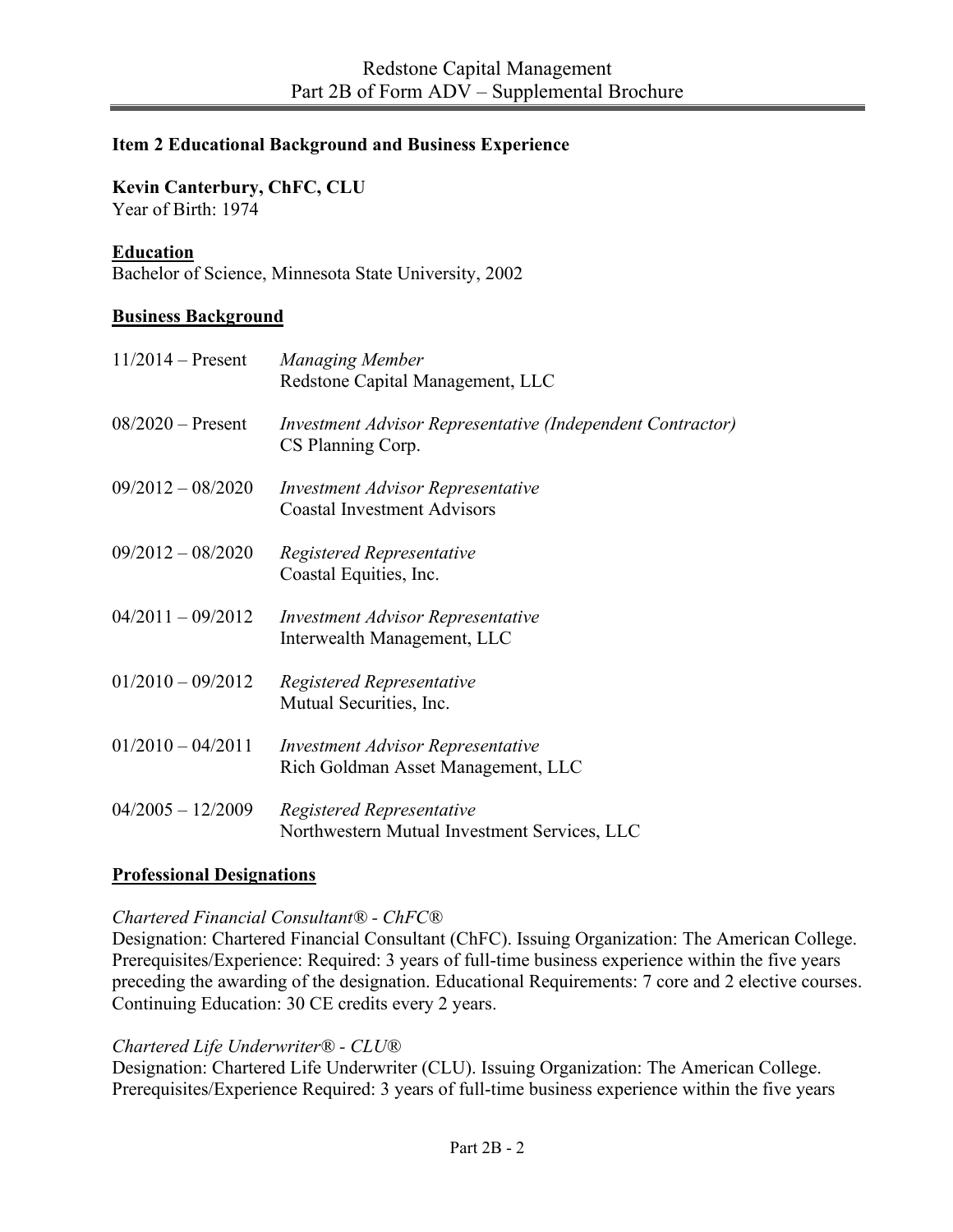## Item 2 Educational Background and Business Experience

**Kevin Canterbury, ChFC, CLU**
Year of Birth: 1974

**Education**

Bachelor of Science, Minnesota State University, 2002

**Business Background**

| | |
|---|---|
| 11/2014 – Present | *Managing Member*<br>Redstone Capital Management, LLC |
| 08/2020 – Present | *Investment Advisor Representative (Independent Contractor)*<br>CS Planning Corp. |
| 09/2012 – 08/2020 | *Investment Advisor Representative*<br>Coastal Investment Advisors |
| 09/2012 – 08/2020 | *Registered Representative*<br>Coastal Equities, Inc. |
| 04/2011 – 09/2012 | *Investment Advisor Representative*<br>Interwealth Management, LLC |
| 01/2010 – 09/2012 | *Registered Representative*<br>Mutual Securities, Inc. |
| 01/2010 – 04/2011 | *Investment Advisor Representative*<br>Rich Goldman Asset Management, LLC |
| 04/2005 – 12/2009 | *Registered Representative*<br>Northwestern Mutual Investment Services, LLC |

**Professional Designations**

*Chartered Financial Consultant® - ChFC®*
Designation: Chartered Financial Consultant (ChFC). Issuing Organization: The American College. Prerequisites/Experience: Required: 3 years of full-time business experience within the five years preceding the awarding of the designation. Educational Requirements: 7 core and 2 elective courses. Continuing Education: 30 CE credits every 2 years.

*Chartered Life Underwriter® - CLU®*
Designation: Chartered Life Underwriter (CLU). Issuing Organization: The American College. Prerequisites/Experience Required: 3 years of full-time business experience within the five years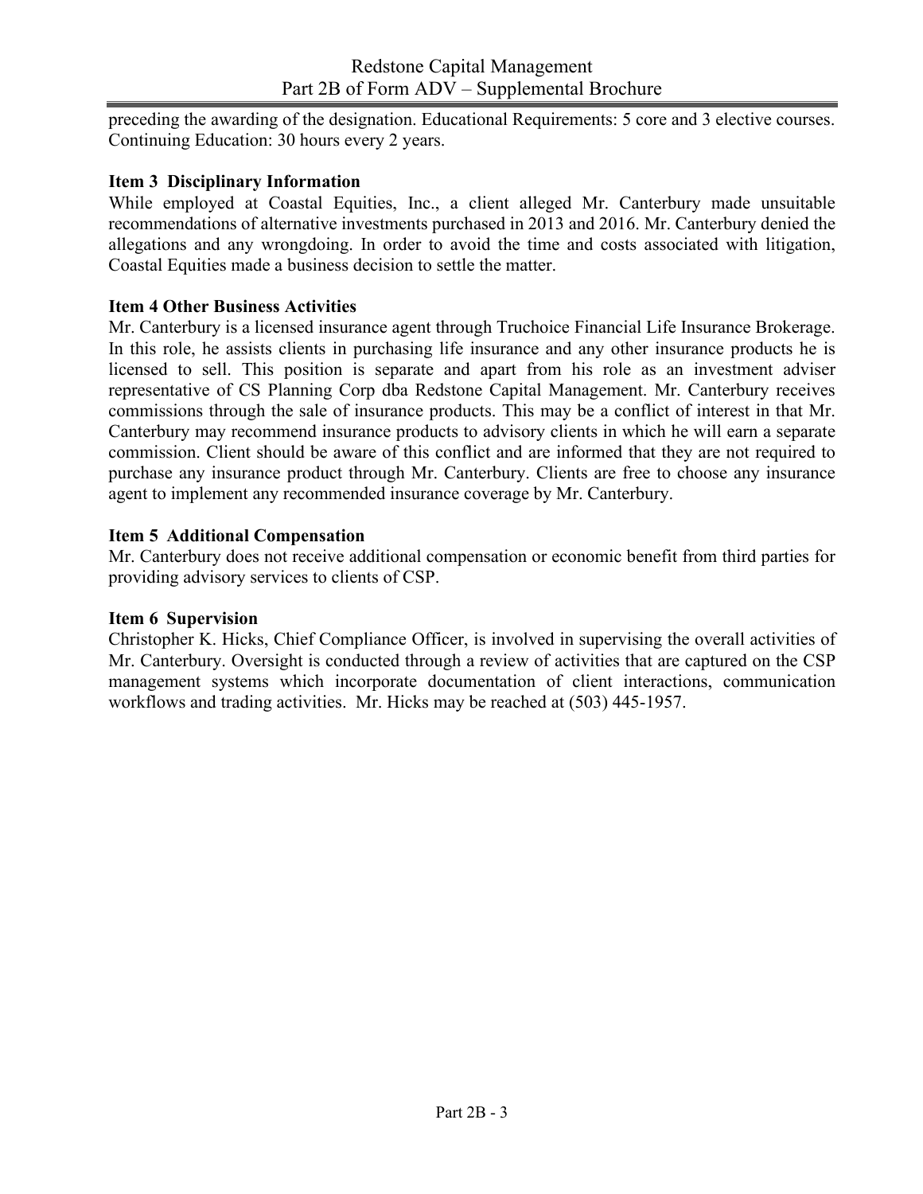preceding the awarding of the designation. Educational Requirements: 5 core and 3 elective courses. Continuing Education: 30 hours every 2 years.

**Item 3 Disciplinary Information**

While employed at Coastal Equities, Inc., a client alleged Mr. Canterbury made unsuitable recommendations of alternative investments purchased in 2013 and 2016. Mr. Canterbury denied the allegations and any wrongdoing. In order to avoid the time and costs associated with litigation, Coastal Equities made a business decision to settle the matter.

**Item 4 Other Business Activities**

Mr. Canterbury is a licensed insurance agent through Truchoice Financial Life Insurance Brokerage. In this role, he assists clients in purchasing life insurance and any other insurance products he is licensed to sell. This position is separate and apart from his role as an investment adviser representative of CS Planning Corp dba Redstone Capital Management. Mr. Canterbury receives commissions through the sale of insurance products. This may be a conflict of interest in that Mr. Canterbury may recommend insurance products to advisory clients in which he will earn a separate commission. Client should be aware of this conflict and are informed that they are not required to purchase any insurance product through Mr. Canterbury. Clients are free to choose any insurance agent to implement any recommended insurance coverage by Mr. Canterbury.

**Item 5 Additional Compensation**

Mr. Canterbury does not receive additional compensation or economic benefit from third parties for providing advisory services to clients of CSP.

**Item 6 Supervision**

Christopher K. Hicks, Chief Compliance Officer, is involved in supervising the overall activities of Mr. Canterbury. Oversight is conducted through a review of activities that are captured on the CSP management systems which incorporate documentation of client interactions, communication workflows and trading activities. Mr. Hicks may be reached at (503) 445-1957.